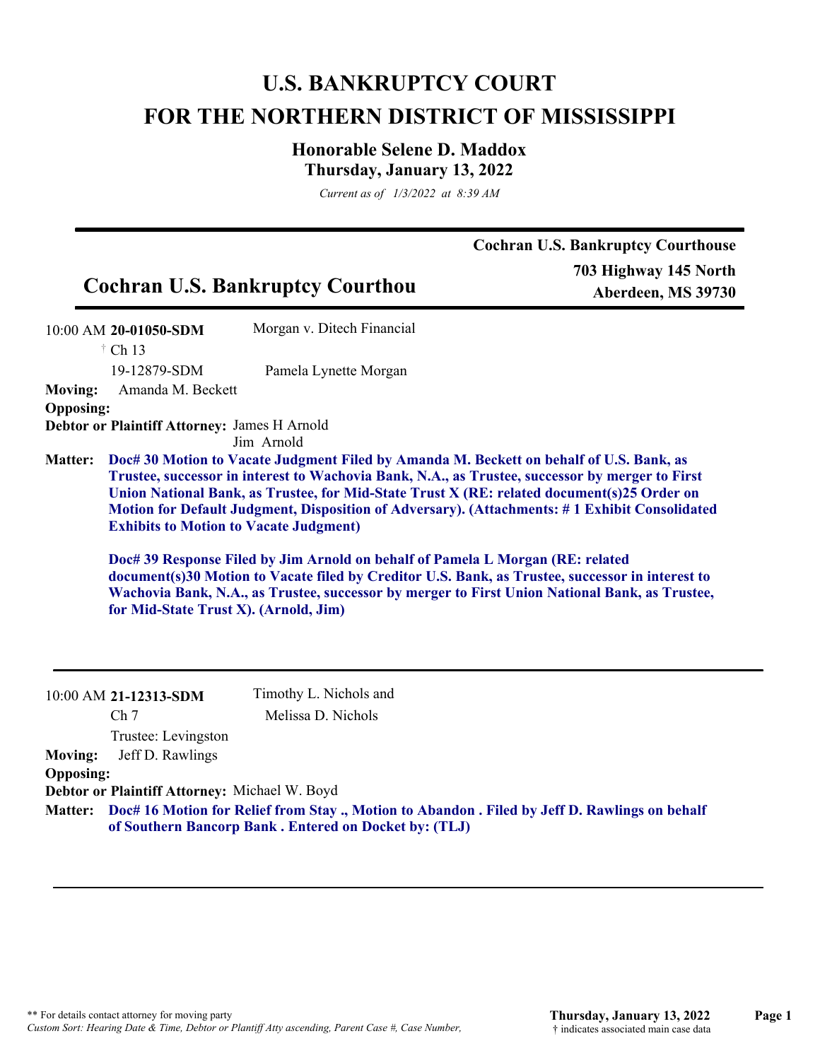# U.S. BANKRUPTCY COURT
# FOR THE NORTHERN DISTRICT OF MISSISSIPPI

## Honorable Selene D. Maddox
### Thursday, January 13, 2022

*Current as of 1/3/2022 at 8:39 AM*

---

**Cochran U.S. Bankruptcy Courthouse**

## Cochran U.S. Bankruptcy Courthou

**703 Highway 145 North**
**Aberdeen, MS 39730**

---

10:00 AM **20-01050-SDM** Morgan v. Ditech Financial
† Ch 13
19-12879-SDM Pamela Lynette Morgan

**Moving:** Amanda M. Beckett
**Opposing:**
**Debtor or Plaintiff Attorney:** James H Arnold
Jim Arnold

**Matter:** **Doc# 30 Motion to Vacate Judgment Filed by Amanda M. Beckett on behalf of U.S. Bank, as Trustee, successor in interest to Wachovia Bank, N.A., as Trustee, successor by merger to First Union National Bank, as Trustee, for Mid-State Trust X (RE: related document(s)25 Order on Motion for Default Judgment, Disposition of Adversary). (Attachments: # 1 Exhibit Consolidated Exhibits to Motion to Vacate Judgment)**

**Doc# 39 Response Filed by Jim Arnold on behalf of Pamela L Morgan (RE: related document(s)30 Motion to Vacate filed by Creditor U.S. Bank, as Trustee, successor in interest to Wachovia Bank, N.A., as Trustee, successor by merger to First Union National Bank, as Trustee, for Mid-State Trust X). (Arnold, Jim)**

---

10:00 AM **21-12313-SDM** Timothy L. Nichols and
Ch 7 Melissa D. Nichols
Trustee: Levingston

**Moving:** Jeff D. Rawlings
**Opposing:**
**Debtor or Plaintiff Attorney:** Michael W. Boyd

**Matter:** **Doc# 16 Motion for Relief from Stay ., Motion to Abandon . Filed by Jeff D. Rawlings on behalf of Southern Bancorp Bank . Entered on Docket by: (TLJ)**

---

** For details contact attorney for moving party
*Custom Sort: Hearing Date & Time, Debtor or Plantiff Atty ascending, Parent Case #, Case Number,*

† indicates associated main case data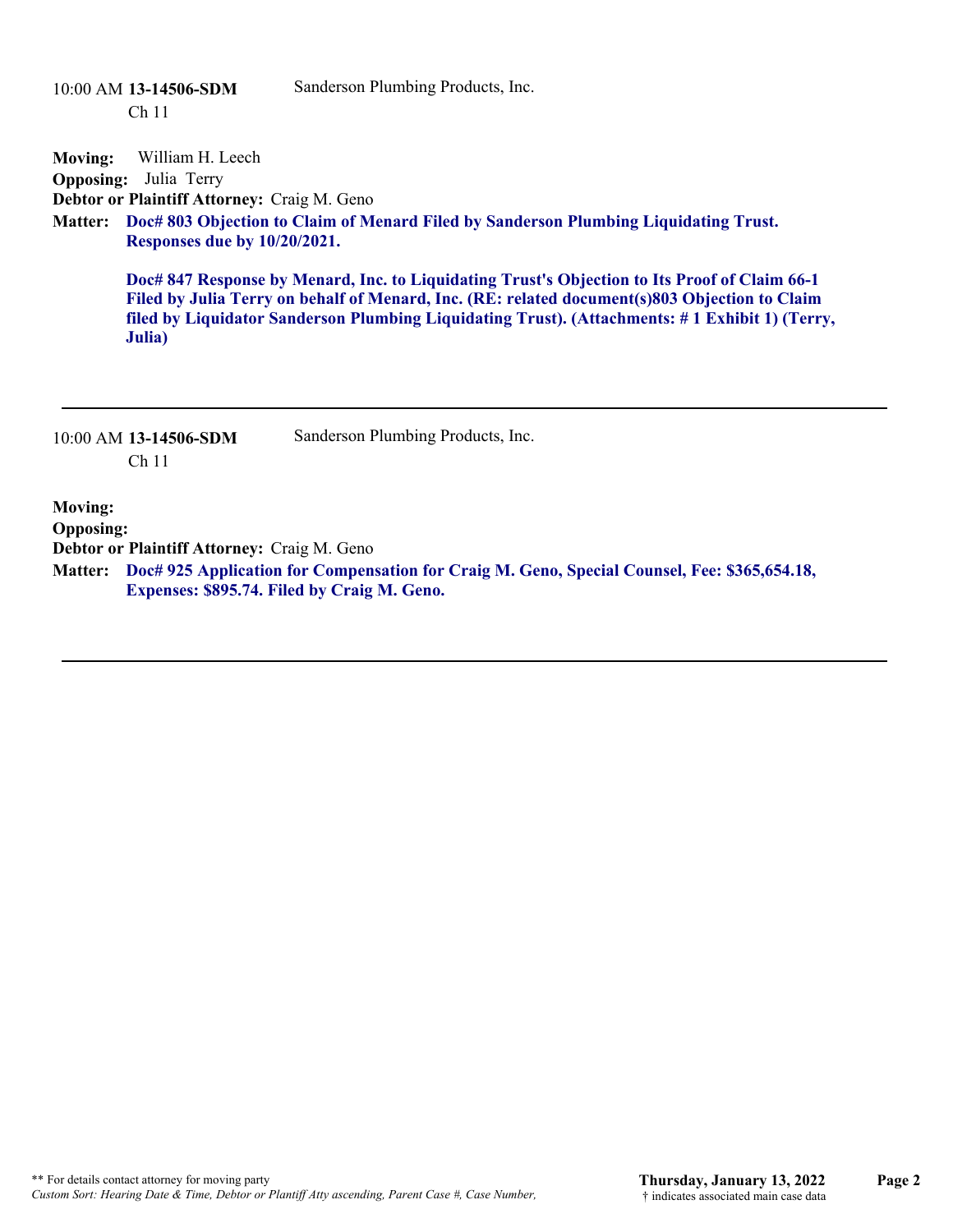10:00 AM **13-14506-SDM** Sanderson Plumbing Products, Inc.
Ch 11

**Moving:** William H. Leech
**Opposing:** Julia Terry
**Debtor or Plaintiff Attorney:** Craig M. Geno
**Matter:** **Doc# 803 Objection to Claim of Menard Filed by Sanderson Plumbing Liquidating Trust. Responses due by 10/20/2021.**

**Doc# 847 Response by Menard, Inc. to Liquidating Trust's Objection to Its Proof of Claim 66-1 Filed by Julia Terry on behalf of Menard, Inc. (RE: related document(s)803 Objection to Claim filed by Liquidator Sanderson Plumbing Liquidating Trust). (Attachments: # 1 Exhibit 1) (Terry, Julia)**

---

10:00 AM **13-14506-SDM** Sanderson Plumbing Products, Inc.
Ch 11

**Moving:**
**Opposing:**
**Debtor or Plaintiff Attorney:** Craig M. Geno
**Matter:** **Doc# 925 Application for Compensation for Craig M. Geno, Special Counsel, Fee: $365,654.18, Expenses: $895.74. Filed by Craig M. Geno.**

---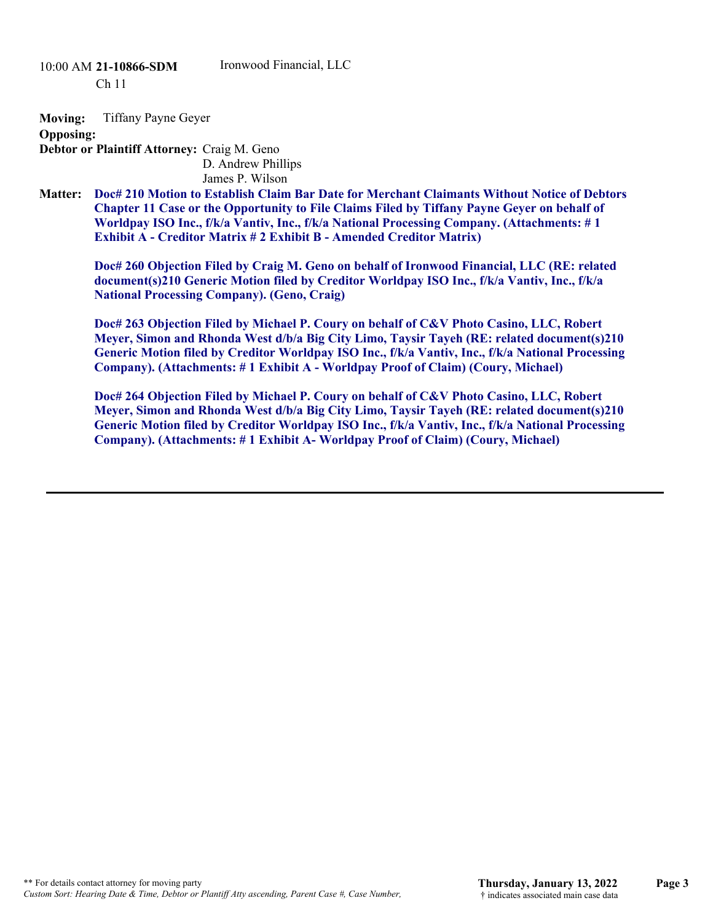10:00 AM **21-10866-SDM** Ironwood Financial, LLC
Ch 11

**Moving:** Tiffany Payne Geyer
**Opposing:**
**Debtor or Plaintiff Attorney:** Craig M. Geno
D. Andrew Phillips
James P. Wilson

**Matter:** **Doc# 210 Motion to Establish Claim Bar Date for Merchant Claimants Without Notice of Debtors Chapter 11 Case or the Opportunity to File Claims Filed by Tiffany Payne Geyer on behalf of Worldpay ISO Inc., f/k/a Vantiv, Inc., f/k/a National Processing Company. (Attachments: # 1 Exhibit A - Creditor Matrix # 2 Exhibit B - Amended Creditor Matrix)**

**Doc# 260 Objection Filed by Craig M. Geno on behalf of Ironwood Financial, LLC (RE: related document(s)210 Generic Motion filed by Creditor Worldpay ISO Inc., f/k/a Vantiv, Inc., f/k/a National Processing Company). (Geno, Craig)**

**Doc# 263 Objection Filed by Michael P. Coury on behalf of C&V Photo Casino, LLC, Robert Meyer, Simon and Rhonda West d/b/a Big City Limo, Taysir Tayeh (RE: related document(s)210 Generic Motion filed by Creditor Worldpay ISO Inc., f/k/a Vantiv, Inc., f/k/a National Processing Company). (Attachments: # 1 Exhibit A - Worldpay Proof of Claim) (Coury, Michael)**

**Doc# 264 Objection Filed by Michael P. Coury on behalf of C&V Photo Casino, LLC, Robert Meyer, Simon and Rhonda West d/b/a Big City Limo, Taysir Tayeh (RE: related document(s)210 Generic Motion filed by Creditor Worldpay ISO Inc., f/k/a Vantiv, Inc., f/k/a National Processing Company). (Attachments: # 1 Exhibit A- Worldpay Proof of Claim) (Coury, Michael)**

---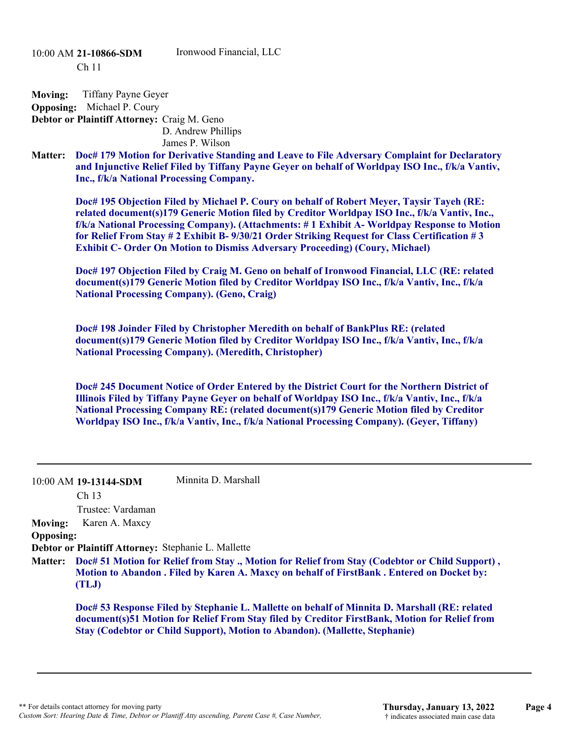10:00 AM **21-10866-SDM** Ironwood Financial, LLC

Ch 11

**Moving:** Tiffany Payne Geyer

**Opposing:** Michael P. Coury

**Debtor or Plaintiff Attorney:** Craig M. Geno
D. Andrew Phillips
James P. Wilson

**Matter:** **Doc# 179 Motion for Derivative Standing and Leave to File Adversary Complaint for Declaratory and Injunctive Relief Filed by Tiffany Payne Geyer on behalf of Worldpay ISO Inc., f/k/a Vantiv, Inc., f/k/a National Processing Company.**

**Doc# 195 Objection Filed by Michael P. Coury on behalf of Robert Meyer, Taysir Tayeh (RE: related document(s)179 Generic Motion filed by Creditor Worldpay ISO Inc., f/k/a Vantiv, Inc., f/k/a National Processing Company). (Attachments: # 1 Exhibit A- Worldpay Response to Motion for Relief From Stay # 2 Exhibit B- 9/30/21 Order Striking Request for Class Certification # 3 Exhibit C- Order On Motion to Dismiss Adversary Proceeding) (Coury, Michael)**

**Doc# 197 Objection Filed by Craig M. Geno on behalf of Ironwood Financial, LLC (RE: related document(s)179 Generic Motion filed by Creditor Worldpay ISO Inc., f/k/a Vantiv, Inc., f/k/a National Processing Company). (Geno, Craig)**

**Doc# 198 Joinder Filed by Christopher Meredith on behalf of BankPlus RE: (related document(s)179 Generic Motion filed by Creditor Worldpay ISO Inc., f/k/a Vantiv, Inc., f/k/a National Processing Company). (Meredith, Christopher)**

**Doc# 245 Document Notice of Order Entered by the District Court for the Northern District of Illinois Filed by Tiffany Payne Geyer on behalf of Worldpay ISO Inc., f/k/a Vantiv, Inc., f/k/a National Processing Company RE: (related document(s)179 Generic Motion filed by Creditor Worldpay ISO Inc., f/k/a Vantiv, Inc., f/k/a National Processing Company). (Geyer, Tiffany)**

---

10:00 AM **19-13144-SDM** Minnita D. Marshall

Ch 13

Trustee: Vardaman

**Moving:** Karen A. Maxcy

**Opposing:**

**Debtor or Plaintiff Attorney:** Stephanie L. Mallette

**Matter:** **Doc# 51 Motion for Relief from Stay ., Motion for Relief from Stay (Codebtor or Child Support) , Motion to Abandon . Filed by Karen A. Maxcy on behalf of FirstBank . Entered on Docket by: (TLJ)**

**Doc# 53 Response Filed by Stephanie L. Mallette on behalf of Minnita D. Marshall (RE: related document(s)51 Motion for Relief From Stay filed by Creditor FirstBank, Motion for Relief from Stay (Codebtor or Child Support), Motion to Abandon). (Mallette, Stephanie)**

---

** For details contact attorney for moving party

*Custom Sort: Hearing Date & Time, Debtor or Plantiff Atty ascending, Parent Case #, Case Number,*

**Thursday, January 13, 2022**

† indicates associated main case data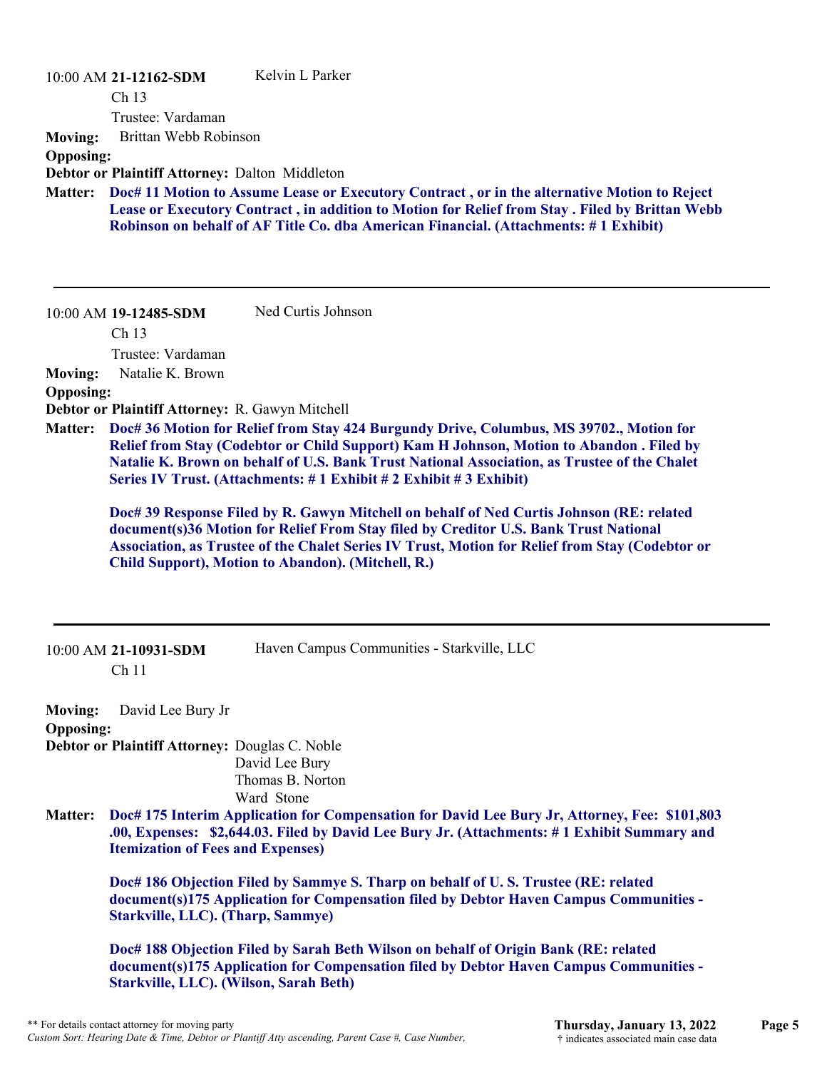10:00 AM **21-12162-SDM** Kelvin L Parker
Ch 13
Trustee: Vardaman

**Moving:** Brittan Webb Robinson

**Opposing:**

**Debtor or Plaintiff Attorney:** Dalton Middleton

**Matter:** **Doc# 11 Motion to Assume Lease or Executory Contract , or in the alternative Motion to Reject Lease or Executory Contract , in addition to Motion for Relief from Stay . Filed by Brittan Webb Robinson on behalf of AF Title Co. dba American Financial. (Attachments: # 1 Exhibit)**

---

10:00 AM **19-12485-SDM** Ned Curtis Johnson
Ch 13
Trustee: Vardaman

**Moving:** Natalie K. Brown

**Opposing:**

**Debtor or Plaintiff Attorney:** R. Gawyn Mitchell

**Matter:** **Doc# 36 Motion for Relief from Stay 424 Burgundy Drive, Columbus, MS 39702., Motion for Relief from Stay (Codebtor or Child Support) Kam H Johnson, Motion to Abandon . Filed by Natalie K. Brown on behalf of U.S. Bank Trust National Association, as Trustee of the Chalet Series IV Trust. (Attachments: # 1 Exhibit # 2 Exhibit # 3 Exhibit)**

**Doc# 39 Response Filed by R. Gawyn Mitchell on behalf of Ned Curtis Johnson (RE: related document(s)36 Motion for Relief From Stay filed by Creditor U.S. Bank Trust National Association, as Trustee of the Chalet Series IV Trust, Motion for Relief from Stay (Codebtor or Child Support), Motion to Abandon). (Mitchell, R.)**

---

10:00 AM **21-10931-SDM** Haven Campus Communities - Starkville, LLC
Ch 11

**Moving:** David Lee Bury Jr

**Opposing:**

**Debtor or Plaintiff Attorney:** Douglas C. Noble
David Lee Bury
Thomas B. Norton
Ward Stone

**Matter:** **Doc# 175 Interim Application for Compensation for David Lee Bury Jr, Attorney, Fee: $101,803 .00, Expenses: $2,644.03. Filed by David Lee Bury Jr. (Attachments: # 1 Exhibit Summary and Itemization of Fees and Expenses)**

**Doc# 186 Objection Filed by Sammye S. Tharp on behalf of U. S. Trustee (RE: related document(s)175 Application for Compensation filed by Debtor Haven Campus Communities - Starkville, LLC). (Tharp, Sammye)**

**Doc# 188 Objection Filed by Sarah Beth Wilson on behalf of Origin Bank (RE: related document(s)175 Application for Compensation filed by Debtor Haven Campus Communities - Starkville, LLC). (Wilson, Sarah Beth)**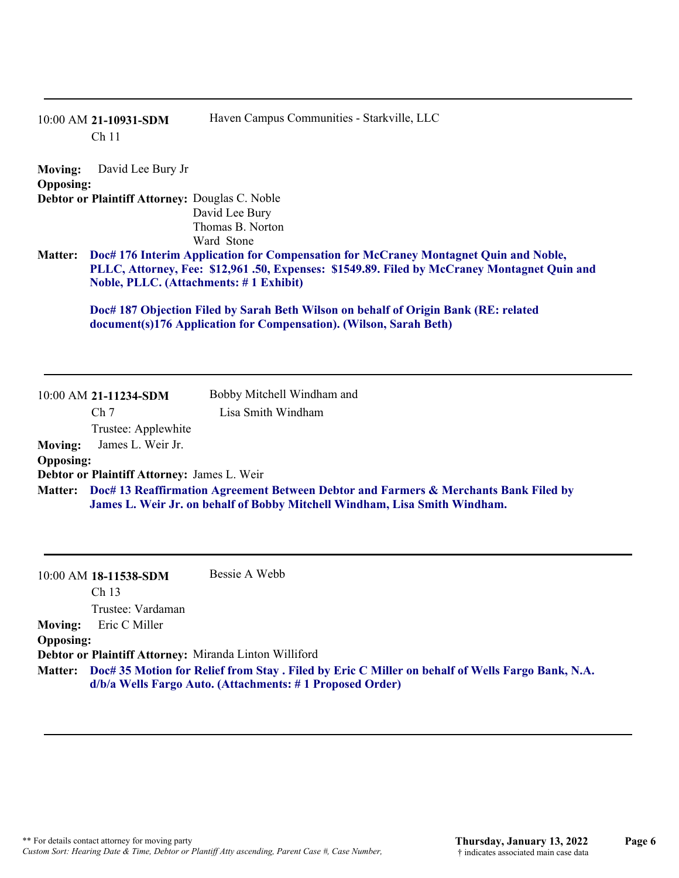---

10:00 AM **21-10931-SDM** Haven Campus Communities - Starkville, LLC
Ch 11

**Moving:** David Lee Bury Jr
**Opposing:**
**Debtor or Plaintiff Attorney:** Douglas C. Noble
David Lee Bury
Thomas B. Norton
Ward Stone

**Matter:** **Doc# 176 Interim Application for Compensation for McCraney Montagnet Quin and Noble, PLLC, Attorney, Fee: $12,961 .50, Expenses: $1549.89. Filed by McCraney Montagnet Quin and Noble, PLLC. (Attachments: # 1 Exhibit)**

**Doc# 187 Objection Filed by Sarah Beth Wilson on behalf of Origin Bank (RE: related document(s)176 Application for Compensation). (Wilson, Sarah Beth)**

---

10:00 AM **21-11234-SDM** Bobby Mitchell Windham and Lisa Smith Windham
Ch 7
Trustee: Applewhite

**Moving:** James L. Weir Jr.
**Opposing:**
**Debtor or Plaintiff Attorney:** James L. Weir

**Matter:** **Doc# 13 Reaffirmation Agreement Between Debtor and Farmers & Merchants Bank Filed by James L. Weir Jr. on behalf of Bobby Mitchell Windham, Lisa Smith Windham.**

---

10:00 AM **18-11538-SDM** Bessie A Webb
Ch 13
Trustee: Vardaman

**Moving:** Eric C Miller
**Opposing:**
**Debtor or Plaintiff Attorney:** Miranda Linton Williford

**Matter:** **Doc# 35 Motion for Relief from Stay . Filed by Eric C Miller on behalf of Wells Fargo Bank, N.A. d/b/a Wells Fargo Auto. (Attachments: # 1 Proposed Order)**

---